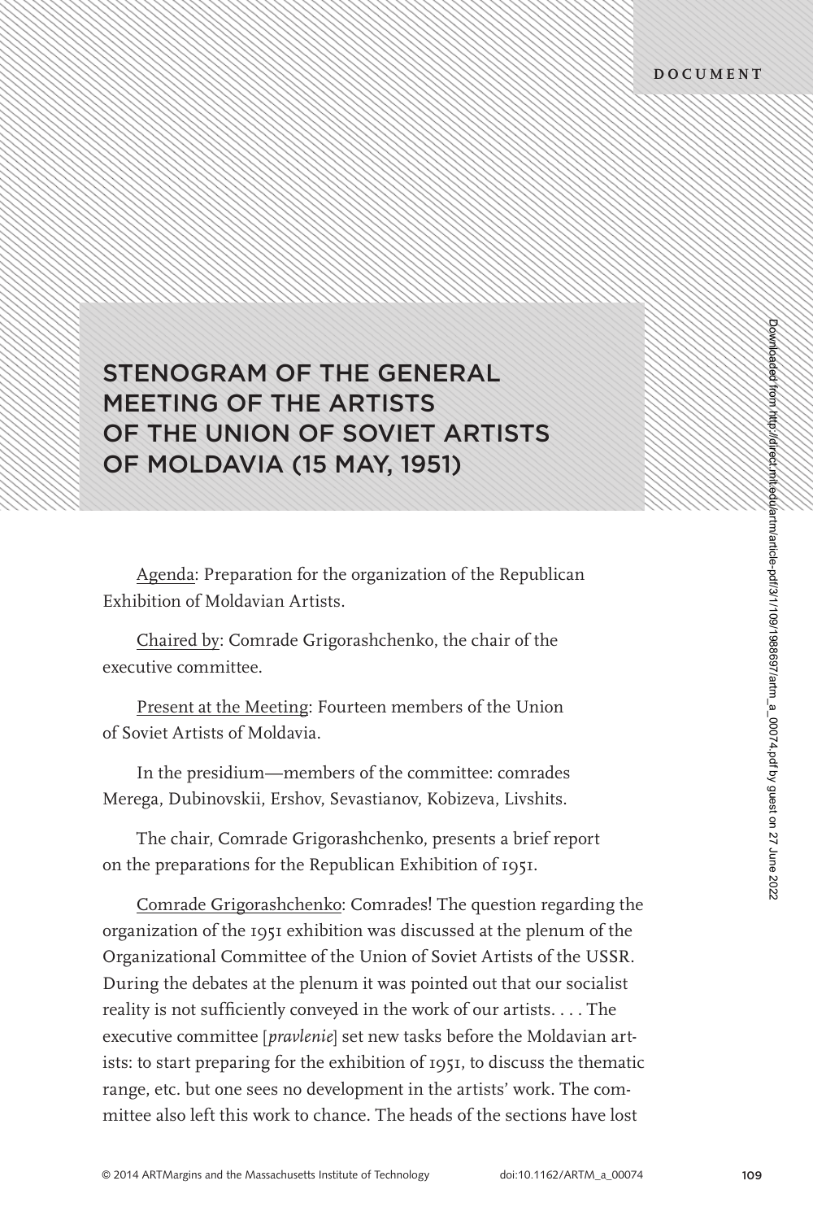DOCUMENT

# STENOGRAM OF THE GENERAL MEETING OF THE ARTISTS OF THE UNION OF SOVIET ARTISTS OF MOLDAVIA (15 MAY, 1951)

Agenda: Preparation for the organization of the Republican Exhibition of Moldavian Artists.

Chaired by: Comrade Grigorashchenko, the chair of the executive committee.

Present at the Meeting: Fourteen members of the Union of Soviet Artists of Moldavia.

In the presidium—members of the committee: comrades Merega, Dubinovskii, Ershov, Sevastianov, Kobizeva, Livshits.

The chair, Comrade Grigorashchenko, presents a brief report on the preparations for the Republican Exhibition of 1951.

Comrade Grigorashchenko: Comrades! The question regarding the organization of the 1951 exhibition was discussed at the plenum of the Organizational Committee of the Union of Soviet Artists of the USSR. During the debates at the plenum it was pointed out that our socialist reality is not sufficiently conveyed in the work of our artists. . . . The executive committee [*pravlenie*] set new tasks before the Moldavian artists: to start preparing for the exhibition of 1951, to discuss the thematic range, etc. but one sees no development in the artists' work. The committee also left this work to chance. The heads of the sections have lost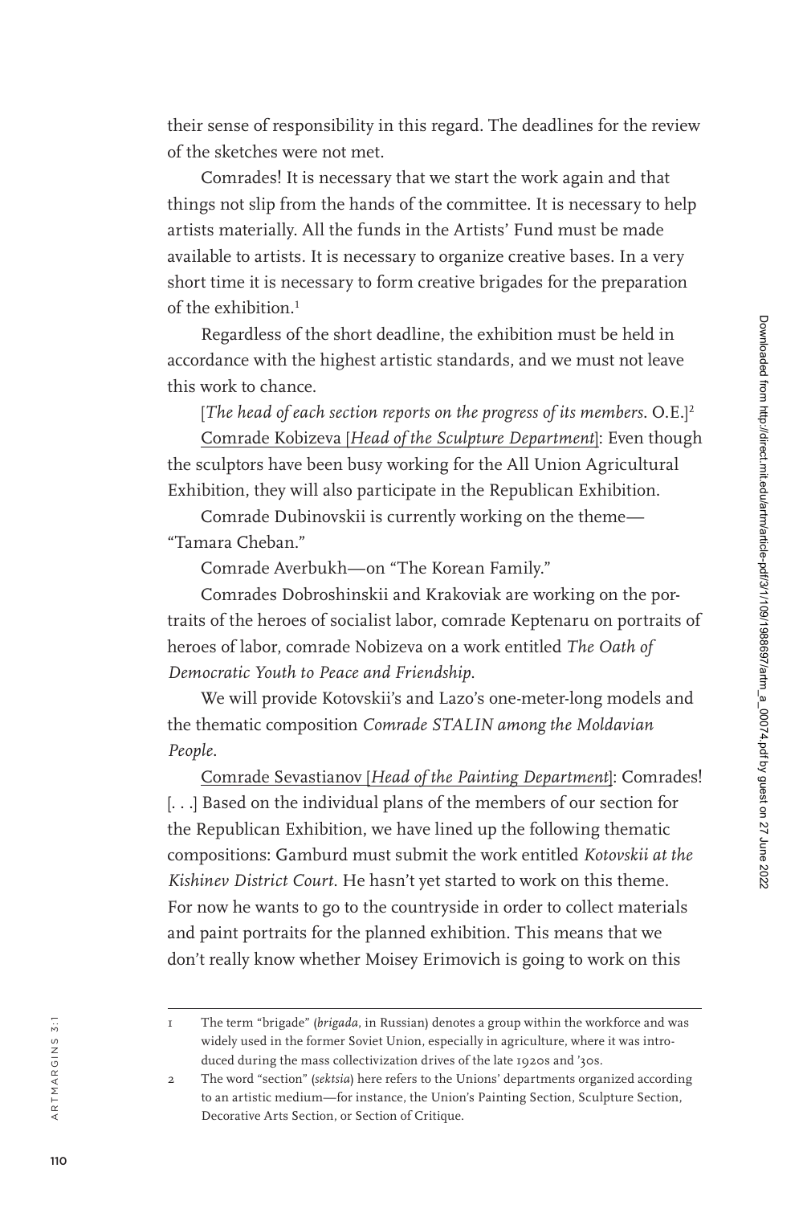their sense of responsibility in this regard. The deadlines for the review of the sketches were not met.

Comrades! It is necessary that we start the work again and that things not slip from the hands of the committee. It is necessary to help artists materially. All the funds in the Artists' Fund must be made available to artists. It is necessary to organize creative bases. In a very short time it is necessary to form creative brigades for the preparation of the exhibition.[1]

Regardless of the short deadline, the exhibition must be held in accordance with the highest artistic standards, and we must not leave this work to chance.

[*The head of each section reports on the progress of its members.* O.E.][2]

Comrade Kobizeva [*Head of the Sculpture Department*]: Even though the sculptors have been busy working for the All Union Agricultural Exhibition, they will also participate in the Republican Exhibition.

Comrade Dubinovskii is currently working on the theme—"Tamara Cheban."

Comrade Averbukh—on "The Korean Family."

Comrades Dobroshinskii and Krakoviak are working on the portraits of the heroes of socialist labor, comrade Keptenaru on portraits of heroes of labor, comrade Nobizeva on a work entitled *The Oath of Democratic Youth to Peace and Friendship*.

We will provide Kotovskii's and Lazo's one-meter-long models and the thematic composition *Comrade STALIN among the Moldavian People*.

Comrade Sevastianov [*Head of the Painting Department*]: Comrades! [. . .] Based on the individual plans of the members of our section for the Republican Exhibition, we have lined up the following thematic compositions: Gamburd must submit the work entitled *Kotovskii at the Kishinev District Court*. He hasn't yet started to work on this theme. For now he wants to go to the countryside in order to collect materials and paint portraits for the planned exhibition. This means that we don't really know whether Moisey Erimovich is going to work on this

---

1 The term "brigade" (*brigada*, in Russian) denotes a group within the workforce and was widely used in the former Soviet Union, especially in agriculture, where it was introduced during the mass collectivization drives of the late 1920s and '30s.

2 The word "section" (*sektsia*) here refers to the Unions' departments organized according to an artistic medium—for instance, the Union's Painting Section, Sculpture Section, Decorative Arts Section, or Section of Critique.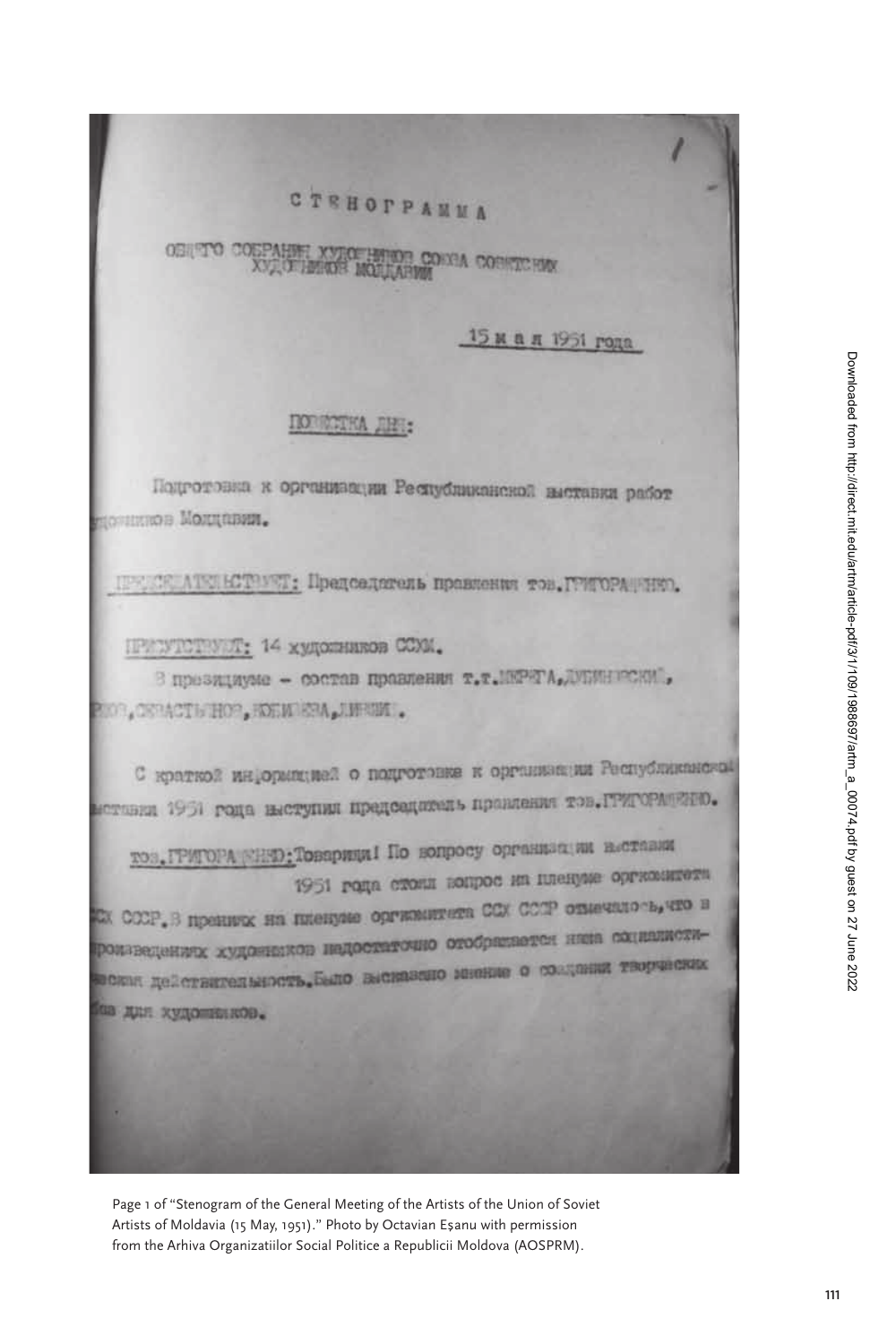Page 1 of "Stenogram of the General Meeting of the Artists of the Union of Soviet Artists of Moldavia (15 May, 1951)." Photo by Octavian Eșanu with permission from the Arhiva Organizatiilor Social Politice a Republicii Moldova (AOSPRM).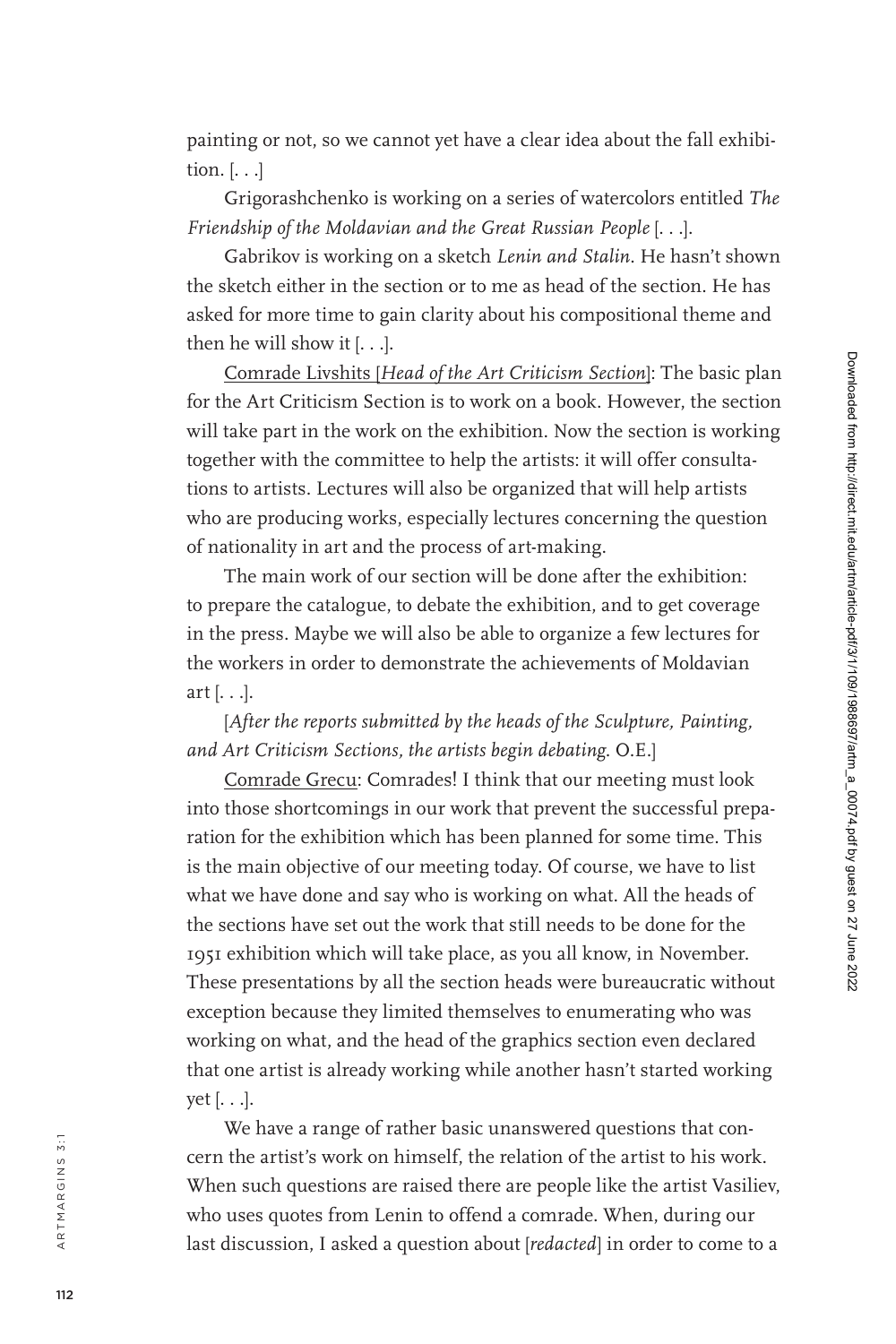painting or not, so we cannot yet have a clear idea about the fall exhibition. [. . .]

Grigorashchenko is working on a series of watercolors entitled *The Friendship of the Moldavian and the Great Russian People* [. . .].

Gabrikov is working on a sketch *Lenin and Stalin*. He hasn't shown the sketch either in the section or to me as head of the section. He has asked for more time to gain clarity about his compositional theme and then he will show it [. . .].

Comrade Livshits [*Head of the Art Criticism Section*]: The basic plan for the Art Criticism Section is to work on a book. However, the section will take part in the work on the exhibition. Now the section is working together with the committee to help the artists: it will offer consultations to artists. Lectures will also be organized that will help artists who are producing works, especially lectures concerning the question of nationality in art and the process of art-making.

The main work of our section will be done after the exhibition: to prepare the catalogue, to debate the exhibition, and to get coverage in the press. Maybe we will also be able to organize a few lectures for the workers in order to demonstrate the achievements of Moldavian art [. . .].

[*After the reports submitted by the heads of the Sculpture, Painting, and Art Criticism Sections, the artists begin debating.* O.E.]

Comrade Grecu: Comrades! I think that our meeting must look into those shortcomings in our work that prevent the successful preparation for the exhibition which has been planned for some time. This is the main objective of our meeting today. Of course, we have to list what we have done and say who is working on what. All the heads of the sections have set out the work that still needs to be done for the 1951 exhibition which will take place, as you all know, in November. These presentations by all the section heads were bureaucratic without exception because they limited themselves to enumerating who was working on what, and the head of the graphics section even declared that one artist is already working while another hasn't started working yet [. . .].

We have a range of rather basic unanswered questions that concern the artist's work on himself, the relation of the artist to his work. When such questions are raised there are people like the artist Vasiliev, who uses quotes from Lenin to offend a comrade. When, during our last discussion, I asked a question about [*redacted*] in order to come to a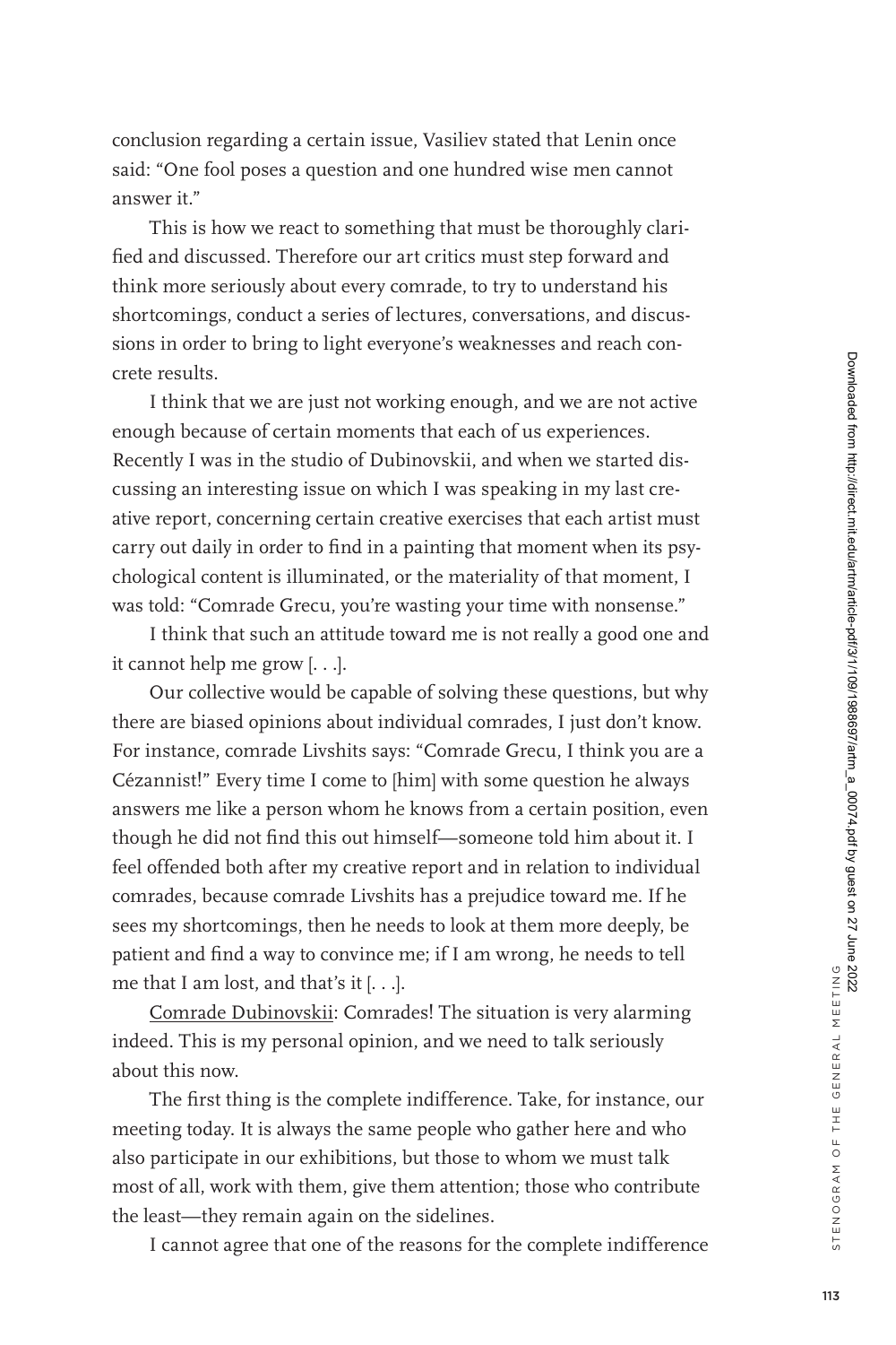conclusion regarding a certain issue, Vasiliev stated that Lenin once said: "One fool poses a question and one hundred wise men cannot answer it."

This is how we react to something that must be thoroughly clarified and discussed. Therefore our art critics must step forward and think more seriously about every comrade, to try to understand his shortcomings, conduct a series of lectures, conversations, and discussions in order to bring to light everyone's weaknesses and reach concrete results.

I think that we are just not working enough, and we are not active enough because of certain moments that each of us experiences. Recently I was in the studio of Dubinovskii, and when we started discussing an interesting issue on which I was speaking in my last creative report, concerning certain creative exercises that each artist must carry out daily in order to find in a painting that moment when its psychological content is illuminated, or the materiality of that moment, I was told: "Comrade Grecu, you're wasting your time with nonsense."

I think that such an attitude toward me is not really a good one and it cannot help me grow [. . .].

Our collective would be capable of solving these questions, but why there are biased opinions about individual comrades, I just don't know. For instance, comrade Livshits says: "Comrade Grecu, I think you are a Cézannist!" Every time I come to [him] with some question he always answers me like a person whom he knows from a certain position, even though he did not find this out himself—someone told him about it. I feel offended both after my creative report and in relation to individual comrades, because comrade Livshits has a prejudice toward me. If he sees my shortcomings, then he needs to look at them more deeply, be patient and find a way to convince me; if I am wrong, he needs to tell me that I am lost, and that's it [. . .].

<u>Comrade Dubinovskii</u>: Comrades! The situation is very alarming indeed. This is my personal opinion, and we need to talk seriously about this now.

The first thing is the complete indifference. Take, for instance, our meeting today. It is always the same people who gather here and who also participate in our exhibitions, but those to whom we must talk most of all, work with them, give them attention; those who contribute the least—they remain again on the sidelines.

I cannot agree that one of the reasons for the complete indifference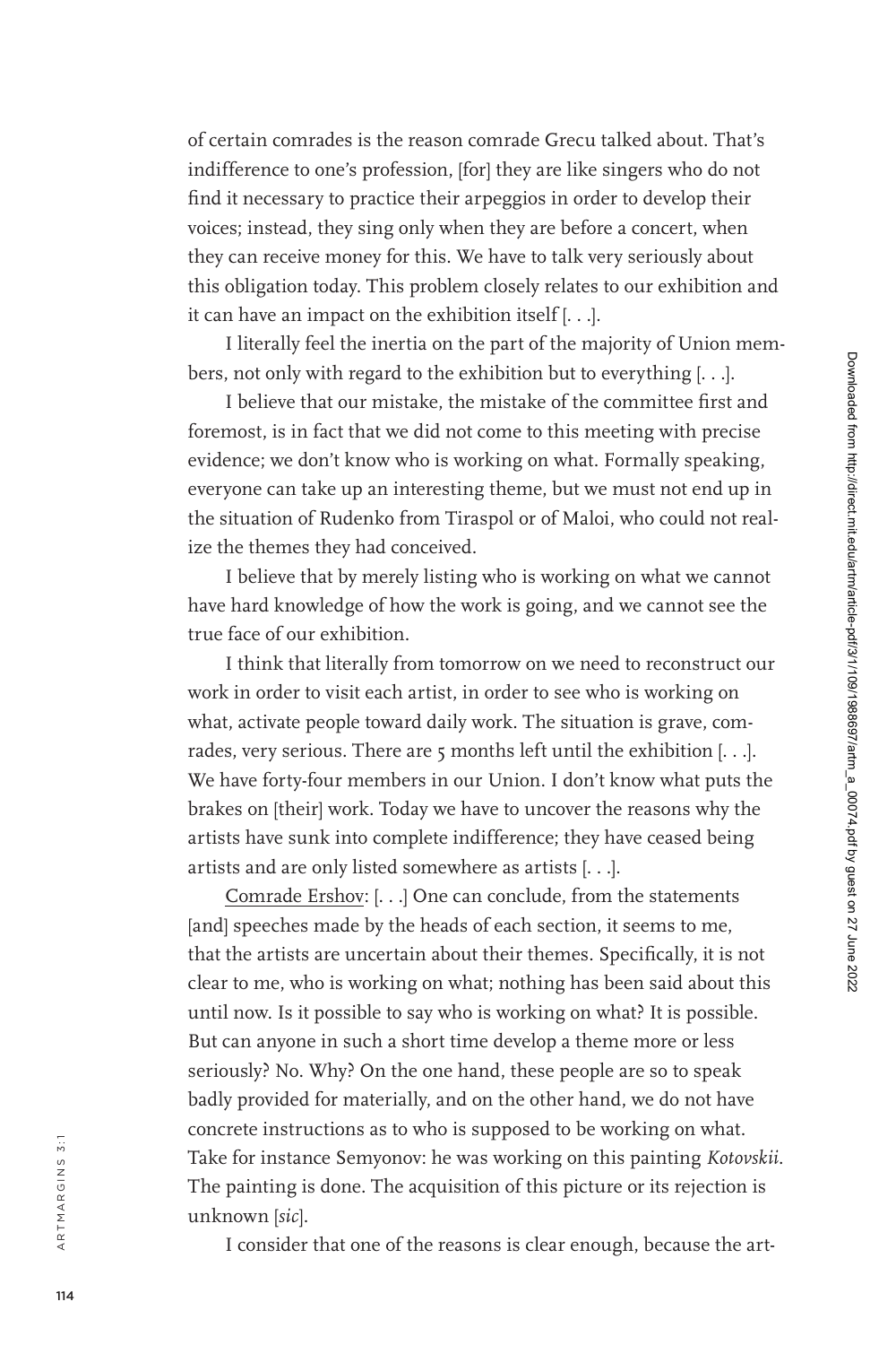of certain comrades is the reason comrade Grecu talked about. That's indifference to one's profession, [for] they are like singers who do not find it necessary to practice their arpeggios in order to develop their voices; instead, they sing only when they are before a concert, when they can receive money for this. We have to talk very seriously about this obligation today. This problem closely relates to our exhibition and it can have an impact on the exhibition itself [. . .].

I literally feel the inertia on the part of the majority of Union members, not only with regard to the exhibition but to everything [. . .].

I believe that our mistake, the mistake of the committee first and foremost, is in fact that we did not come to this meeting with precise evidence; we don't know who is working on what. Formally speaking, everyone can take up an interesting theme, but we must not end up in the situation of Rudenko from Tiraspol or of Maloi, who could not realize the themes they had conceived.

I believe that by merely listing who is working on what we cannot have hard knowledge of how the work is going, and we cannot see the true face of our exhibition.

I think that literally from tomorrow on we need to reconstruct our work in order to visit each artist, in order to see who is working on what, activate people toward daily work. The situation is grave, comrades, very serious. There are 5 months left until the exhibition [. . .]. We have forty-four members in our Union. I don't know what puts the brakes on [their] work. Today we have to uncover the reasons why the artists have sunk into complete indifference; they have ceased being artists and are only listed somewhere as artists [. . .].

<u>Comrade Ershov</u>: [. . .] One can conclude, from the statements [and] speeches made by the heads of each section, it seems to me, that the artists are uncertain about their themes. Specifically, it is not clear to me, who is working on what; nothing has been said about this until now. Is it possible to say who is working on what? It is possible. But can anyone in such a short time develop a theme more or less seriously? No. Why? On the one hand, these people are so to speak badly provided for materially, and on the other hand, we do not have concrete instructions as to who is supposed to be working on what. Take for instance Semyonov: he was working on this painting *Kotovskii*. The painting is done. The acquisition of this picture or its rejection is unknown [*sic*].

I consider that one of the reasons is clear enough, because the art-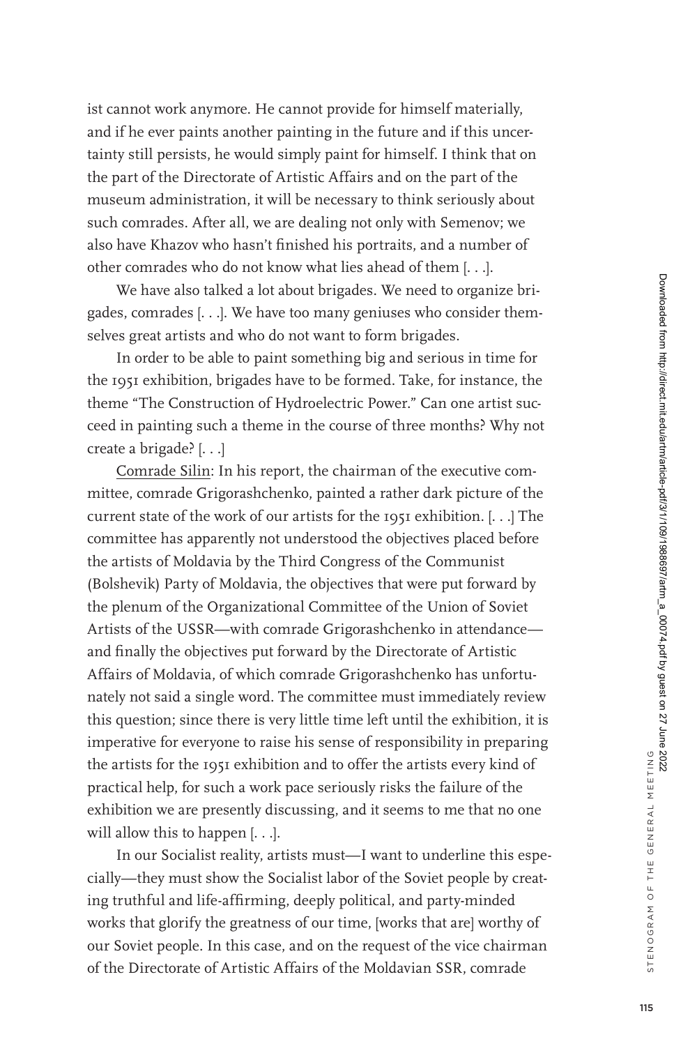ist cannot work anymore. He cannot provide for himself materially, and if he ever paints another painting in the future and if this uncertainty still persists, he would simply paint for himself. I think that on the part of the Directorate of Artistic Affairs and on the part of the museum administration, it will be necessary to think seriously about such comrades. After all, we are dealing not only with Semenov; we also have Khazov who hasn't finished his portraits, and a number of other comrades who do not know what lies ahead of them [. . .].

We have also talked a lot about brigades. We need to organize brigades, comrades [. . .]. We have too many geniuses who consider themselves great artists and who do not want to form brigades.

In order to be able to paint something big and serious in time for the 1951 exhibition, brigades have to be formed. Take, for instance, the theme "The Construction of Hydroelectric Power." Can one artist succeed in painting such a theme in the course of three months? Why not create a brigade? [. . .]

Comrade Silin: In his report, the chairman of the executive committee, comrade Grigorashchenko, painted a rather dark picture of the current state of the work of our artists for the 1951 exhibition. [. . .] The committee has apparently not understood the objectives placed before the artists of Moldavia by the Third Congress of the Communist (Bolshevik) Party of Moldavia, the objectives that were put forward by the plenum of the Organizational Committee of the Union of Soviet Artists of the USSR—with comrade Grigorashchenko in attendance—and finally the objectives put forward by the Directorate of Artistic Affairs of Moldavia, of which comrade Grigorashchenko has unfortunately not said a single word. The committee must immediately review this question; since there is very little time left until the exhibition, it is imperative for everyone to raise his sense of responsibility in preparing the artists for the 1951 exhibition and to offer the artists every kind of practical help, for such a work pace seriously risks the failure of the exhibition we are presently discussing, and it seems to me that no one will allow this to happen [. . .].

In our Socialist reality, artists must—I want to underline this especially—they must show the Socialist labor of the Soviet people by creating truthful and life-affirming, deeply political, and party-minded works that glorify the greatness of our time, [works that are] worthy of our Soviet people. In this case, and on the request of the vice chairman of the Directorate of Artistic Affairs of the Moldavian SSR, comrade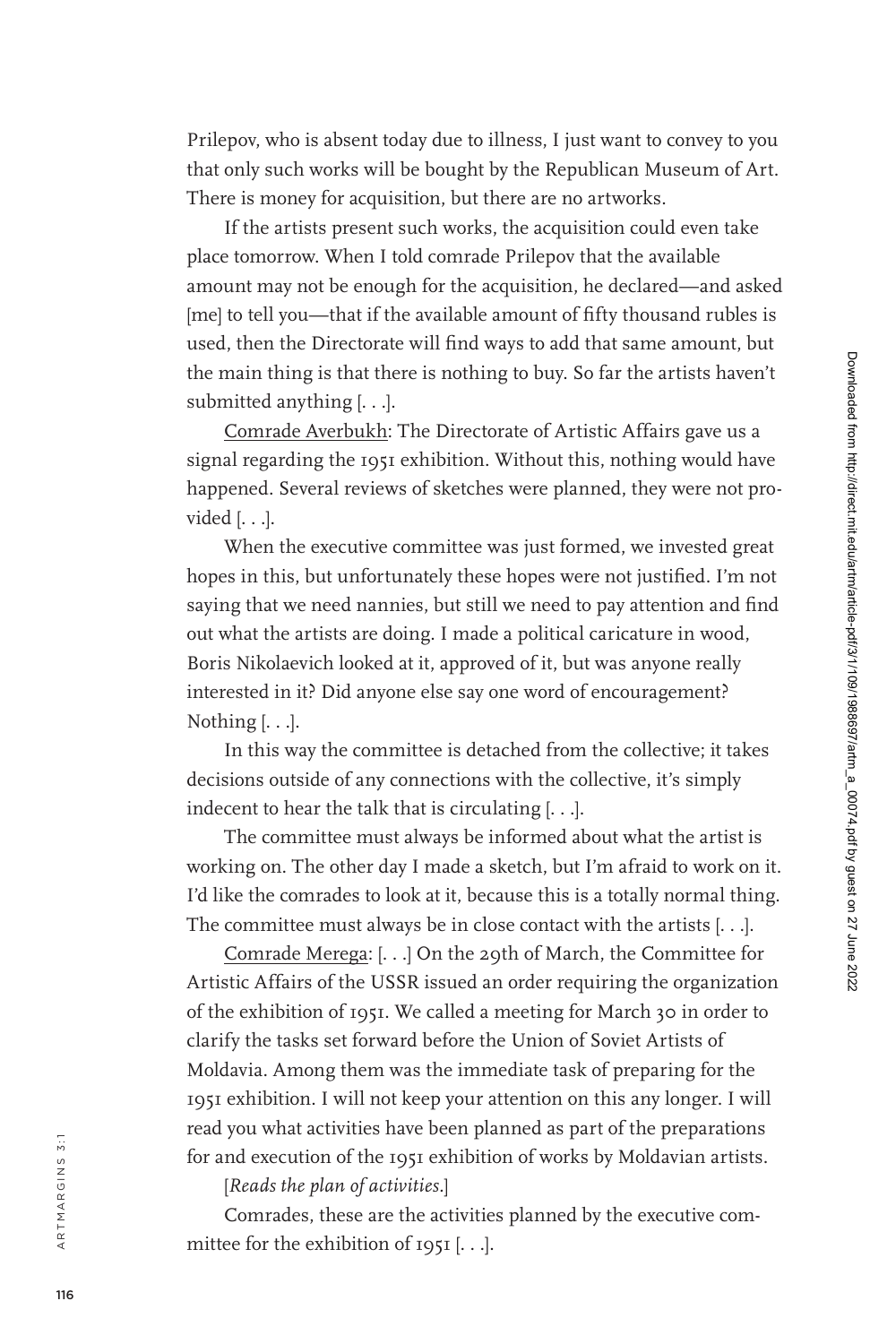Prilepov, who is absent today due to illness, I just want to convey to you that only such works will be bought by the Republican Museum of Art. There is money for acquisition, but there are no artworks.

If the artists present such works, the acquisition could even take place tomorrow. When I told comrade Prilepov that the available amount may not be enough for the acquisition, he declared—and asked [me] to tell you—that if the available amount of fifty thousand rubles is used, then the Directorate will find ways to add that same amount, but the main thing is that there is nothing to buy. So far the artists haven't submitted anything [. . .].

Comrade Averbukh: The Directorate of Artistic Affairs gave us a signal regarding the 1951 exhibition. Without this, nothing would have happened. Several reviews of sketches were planned, they were not provided [. . .].

When the executive committee was just formed, we invested great hopes in this, but unfortunately these hopes were not justified. I'm not saying that we need nannies, but still we need to pay attention and find out what the artists are doing. I made a political caricature in wood, Boris Nikolaevich looked at it, approved of it, but was anyone really interested in it? Did anyone else say one word of encouragement? Nothing [. . .].

In this way the committee is detached from the collective; it takes decisions outside of any connections with the collective, it's simply indecent to hear the talk that is circulating [. . .].

The committee must always be informed about what the artist is working on. The other day I made a sketch, but I'm afraid to work on it. I'd like the comrades to look at it, because this is a totally normal thing. The committee must always be in close contact with the artists [. . .].

Comrade Merega: [. . .] On the 29th of March, the Committee for Artistic Affairs of the USSR issued an order requiring the organization of the exhibition of 1951. We called a meeting for March 30 in order to clarify the tasks set forward before the Union of Soviet Artists of Moldavia. Among them was the immediate task of preparing for the 1951 exhibition. I will not keep your attention on this any longer. I will read you what activities have been planned as part of the preparations for and execution of the 1951 exhibition of works by Moldavian artists.

[*Reads the plan of activities.*]

Comrades, these are the activities planned by the executive committee for the exhibition of 1951 [. . .].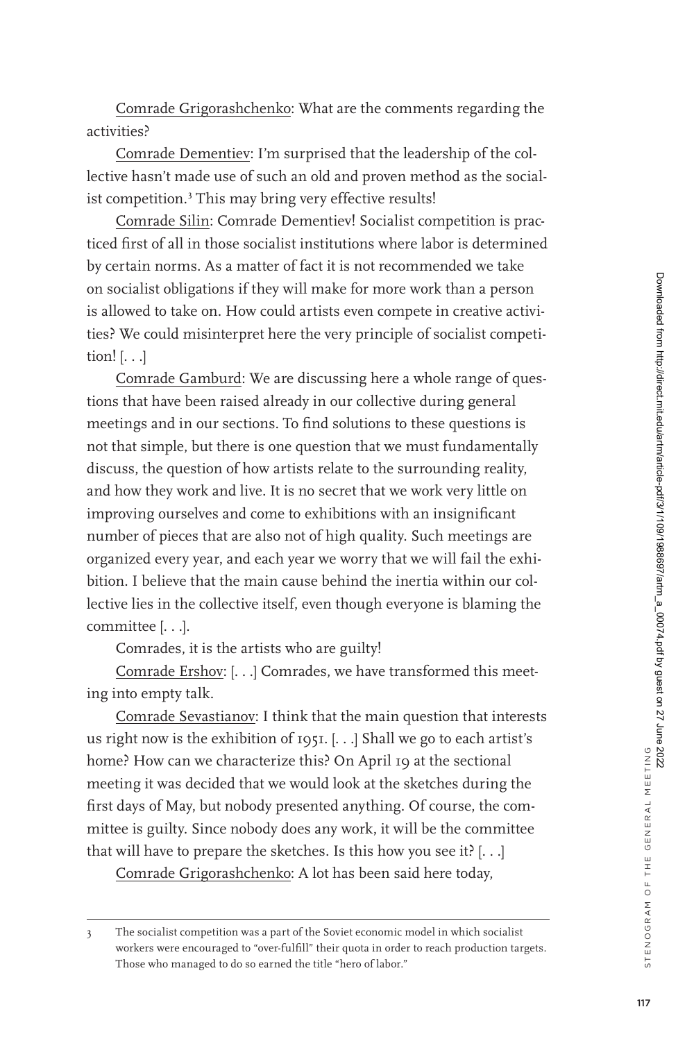Comrade Grigorashchenko: What are the comments regarding the activities?

Comrade Dementiev: I'm surprised that the leadership of the collective hasn't made use of such an old and proven method as the socialist competition.[3] This may bring very effective results!

Comrade Silin: Comrade Dementiev! Socialist competition is practiced first of all in those socialist institutions where labor is determined by certain norms. As a matter of fact it is not recommended we take on socialist obligations if they will make for more work than a person is allowed to take on. How could artists even compete in creative activities? We could misinterpret here the very principle of socialist competition! [. . .]

Comrade Gamburd: We are discussing here a whole range of questions that have been raised already in our collective during general meetings and in our sections. To find solutions to these questions is not that simple, but there is one question that we must fundamentally discuss, the question of how artists relate to the surrounding reality, and how they work and live. It is no secret that we work very little on improving ourselves and come to exhibitions with an insignificant number of pieces that are also not of high quality. Such meetings are organized every year, and each year we worry that we will fail the exhibition. I believe that the main cause behind the inertia within our collective lies in the collective itself, even though everyone is blaming the committee [. . .].

Comrades, it is the artists who are guilty!

Comrade Ershov: [. . .] Comrades, we have transformed this meeting into empty talk.

Comrade Sevastianov: I think that the main question that interests us right now is the exhibition of 1951. [. . .] Shall we go to each artist's home? How can we characterize this? On April 19 at the sectional meeting it was decided that we would look at the sketches during the first days of May, but nobody presented anything. Of course, the committee is guilty. Since nobody does any work, it will be the committee that will have to prepare the sketches. Is this how you see it? [. . .]

Comrade Grigorashchenko: A lot has been said here today,

---

3 The socialist competition was a part of the Soviet economic model in which socialist workers were encouraged to "over-fulfill" their quota in order to reach production targets. Those who managed to do so earned the title "hero of labor."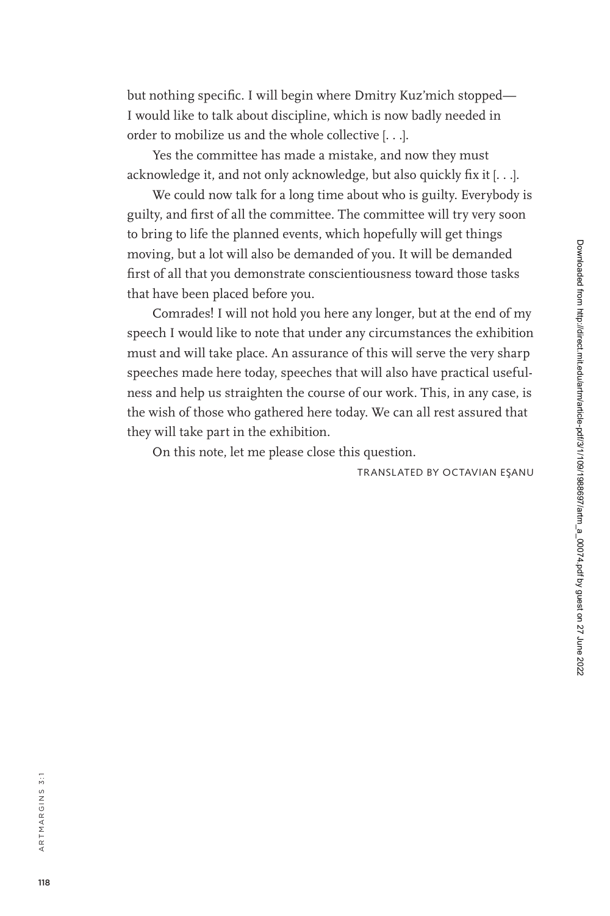but nothing specific. I will begin where Dmitry Kuz'mich stopped—I would like to talk about discipline, which is now badly needed in order to mobilize us and the whole collective [. . .].

Yes the committee has made a mistake, and now they must acknowledge it, and not only acknowledge, but also quickly fix it [. . .].

We could now talk for a long time about who is guilty. Everybody is guilty, and first of all the committee. The committee will try very soon to bring to life the planned events, which hopefully will get things moving, but a lot will also be demanded of you. It will be demanded first of all that you demonstrate conscientiousness toward those tasks that have been placed before you.

Comrades! I will not hold you here any longer, but at the end of my speech I would like to note that under any circumstances the exhibition must and will take place. An assurance of this will serve the very sharp speeches made here today, speeches that will also have practical usefulness and help us straighten the course of our work. This, in any case, is the wish of those who gathered here today. We can all rest assured that they will take part in the exhibition.

On this note, let me please close this question.

TRANSLATED BY OCTAVIAN EŞANU